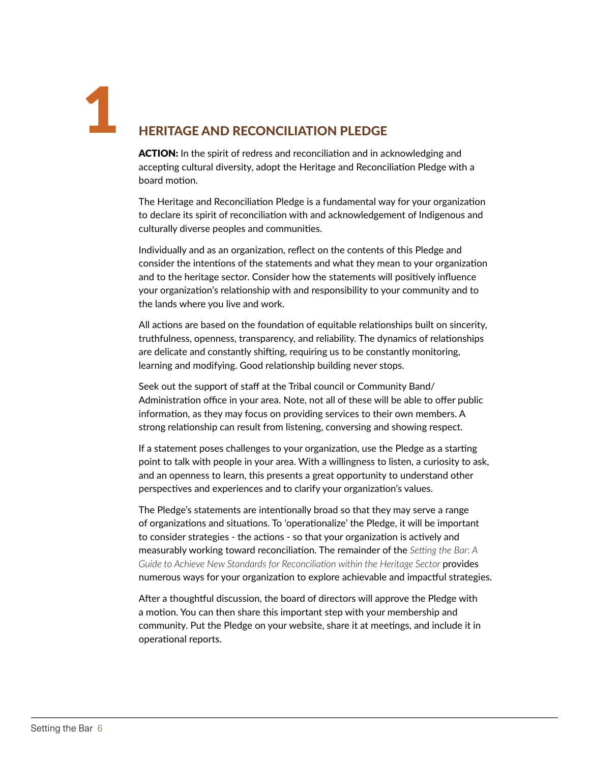# 1 HERITAGE AND RECONCILIATION PLEDGE

**ACTION:** In the spirit of redress and reconciliation and in acknowledging and accepting cultural diversity, adopt the Heritage and Reconciliation Pledge with a board motion.

The Heritage and Reconciliation Pledge is a fundamental way for your organization to declare its spirit of reconciliation with and acknowledgement of Indigenous and culturally diverse peoples and communities.

Individually and as an organization, reflect on the contents of this Pledge and consider the intentions of the statements and what they mean to your organization and to the heritage sector. Consider how the statements will positively influence your organization's relationship with and responsibility to your community and to the lands where you live and work.

All actions are based on the foundation of equitable relationships built on sincerity, truthfulness, openness, transparency, and reliability. The dynamics of relationships are delicate and constantly shifting, requiring us to be constantly monitoring, learning and modifying. Good relationship building never stops.

Seek out the support of staff at the Tribal council or Community Band/ Administration office in your area. Note, not all of these will be able to offer public information, as they may focus on providing services to their own members. A strong relationship can result from listening, conversing and showing respect.

If a statement poses challenges to your organization, use the Pledge as a starting point to talk with people in your area. With a willingness to listen, a curiosity to ask, and an openness to learn, this presents a great opportunity to understand other perspectives and experiences and to clarify your organization's values.

The Pledge's statements are intentionally broad so that they may serve a range of organizations and situations. To 'operationalize' the Pledge, it will be important to consider strategies - the actions - so that your organization is actively and measurably working toward reconciliation. The remainder of the *Setting the Bar: A Guide to Achieve New Standards for Reconciliation within the Heritage Sector* provides numerous ways for your organization to explore achievable and impactful strategies.

After a thoughtful discussion, the board of directors will approve the Pledge with a motion. You can then share this important step with your membership and community. Put the Pledge on your website, share it at meetings, and include it in operational reports.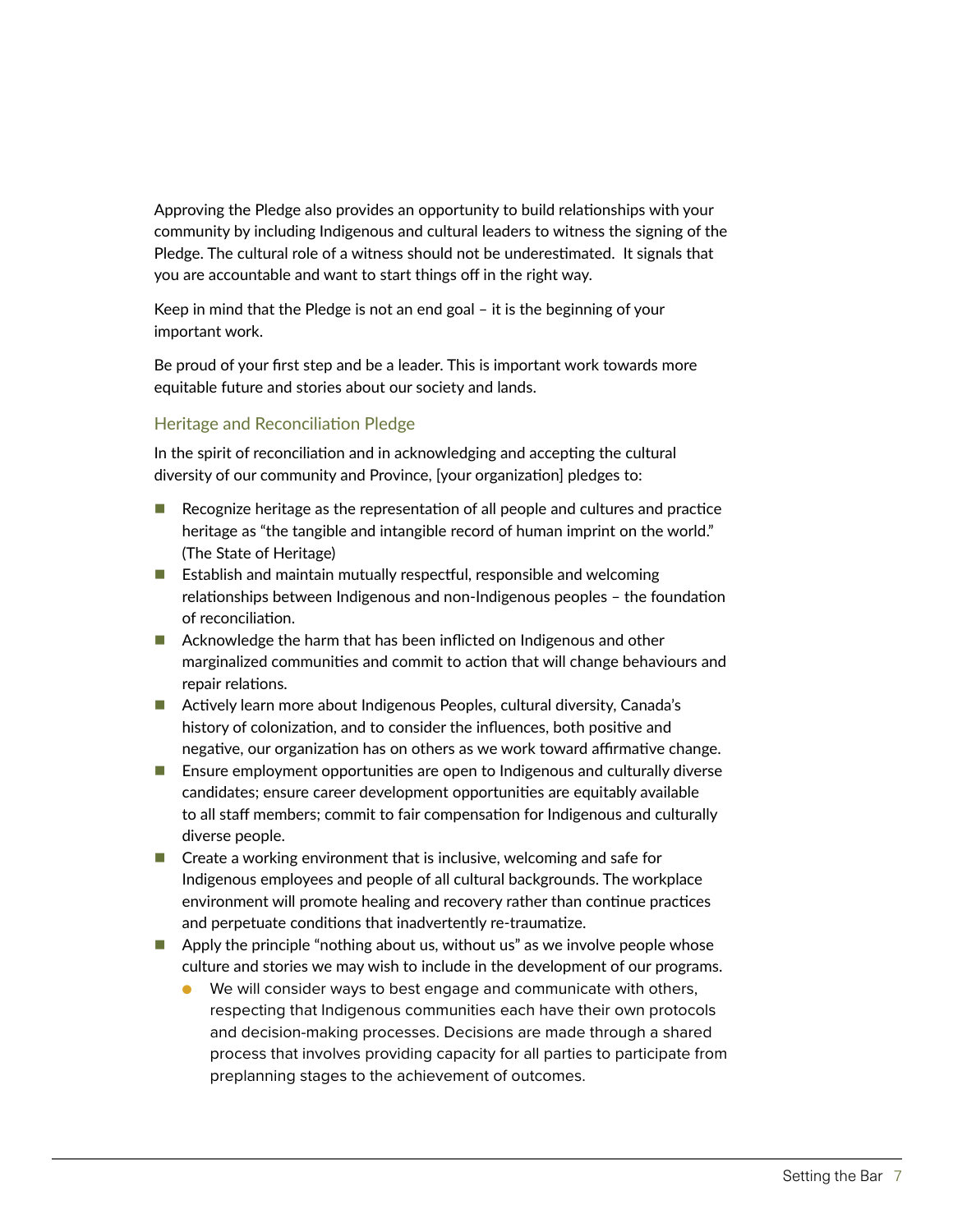Approving the Pledge also provides an opportunity to build relationships with your community by including Indigenous and cultural leaders to witness the signing of the Pledge. The cultural role of a witness should not be underestimated. It signals that you are accountable and want to start things off in the right way.

Keep in mind that the Pledge is not an end goal – it is the beginning of your important work.

Be proud of your first step and be a leader. This is important work towards more equitable future and stories about our society and lands.

### Heritage and Reconciliation Pledge

In the spirit of reconciliation and in acknowledging and accepting the cultural diversity of our community and Province, [your organization] pledges to:

- Recognize heritage as the representation of all people and cultures and practice heritage as "the tangible and intangible record of human imprint on the world." (The State of Heritage)
- Establish and maintain mutually respectful, responsible and welcoming relationships between Indigenous and non-Indigenous peoples – the foundation of reconciliation.
- Acknowledge the harm that has been inflicted on Indigenous and other marginalized communities and commit to action that will change behaviours and repair relations.
- Actively learn more about Indigenous Peoples, cultural diversity, Canada's history of colonization, and to consider the influences, both positive and negative, our organization has on others as we work toward affirmative change.
- Ensure employment opportunities are open to Indigenous and culturally diverse candidates; ensure career development opportunities are equitably available to all staff members; commit to fair compensation for Indigenous and culturally diverse people.
- Create a working environment that is inclusive, welcoming and safe for Indigenous employees and people of all cultural backgrounds. The workplace environment will promote healing and recovery rather than continue practices and perpetuate conditions that inadvertently re-traumatize.
- Apply the principle "nothing about us, without us" as we involve people whose culture and stories we may wish to include in the development of our programs.
  - We will consider ways to best engage and communicate with others, respecting that Indigenous communities each have their own protocols and decision-making processes. Decisions are made through a shared process that involves providing capacity for all parties to participate from preplanning stages to the achievement of outcomes.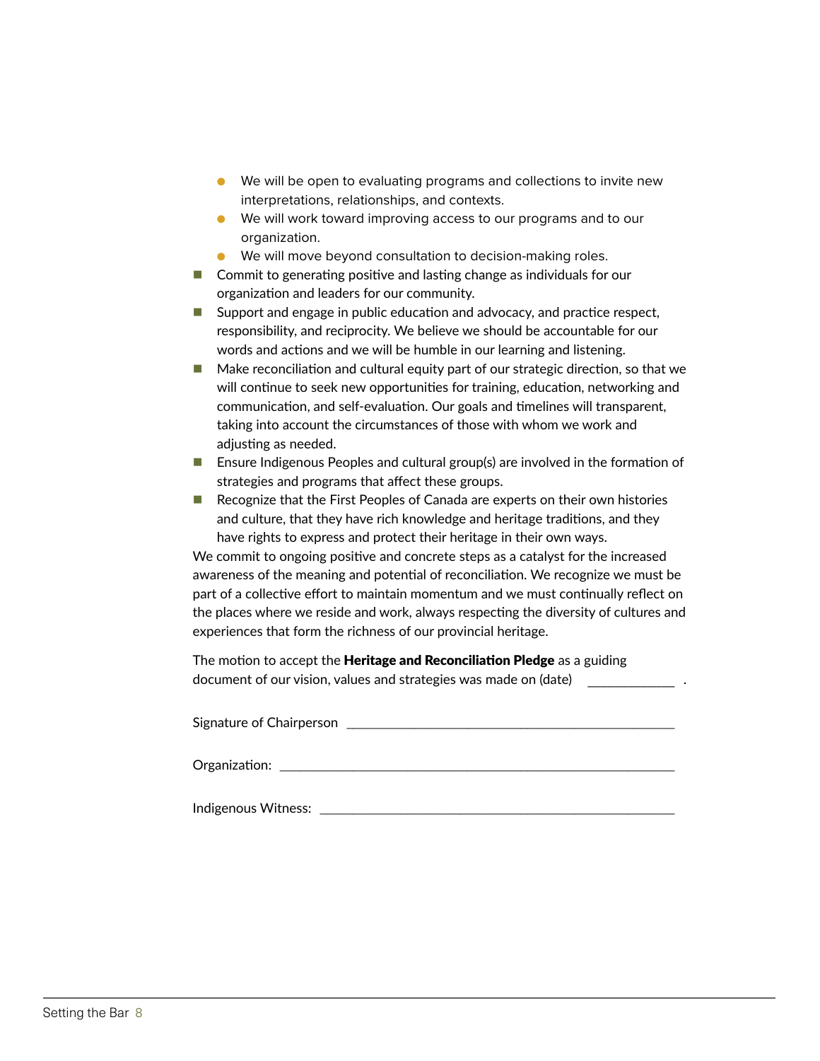- We will be open to evaluating programs and collections to invite new interpretations, relationships, and contexts.
    - We will work toward improving access to our programs and to our organization.
    - We will move beyond consultation to decision-making roles.
- Commit to generating positive and lasting change as individuals for our organization and leaders for our community.
- Support and engage in public education and advocacy, and practice respect, responsibility, and reciprocity. We believe we should be accountable for our words and actions and we will be humble in our learning and listening.
- Make reconciliation and cultural equity part of our strategic direction, so that we will continue to seek new opportunities for training, education, networking and communication, and self-evaluation. Our goals and timelines will transparent, taking into account the circumstances of those with whom we work and adjusting as needed.
- Ensure Indigenous Peoples and cultural group(s) are involved in the formation of strategies and programs that affect these groups.
- Recognize that the First Peoples of Canada are experts on their own histories and culture, that they have rich knowledge and heritage traditions, and they have rights to express and protect their heritage in their own ways.

We commit to ongoing positive and concrete steps as a catalyst for the increased awareness of the meaning and potential of reconciliation. We recognize we must be part of a collective effort to maintain momentum and we must continually reflect on the places where we reside and work, always respecting the diversity of cultures and experiences that form the richness of our provincial heritage.

The motion to accept the **Heritage and Reconciliation Pledge** as a guiding document of our vision, values and strategies was made on (date) ____________ .

Signature of Chairperson ______________________________________________

Organization: ________________________________________________________

Indigenous Witness: ___________________________________________________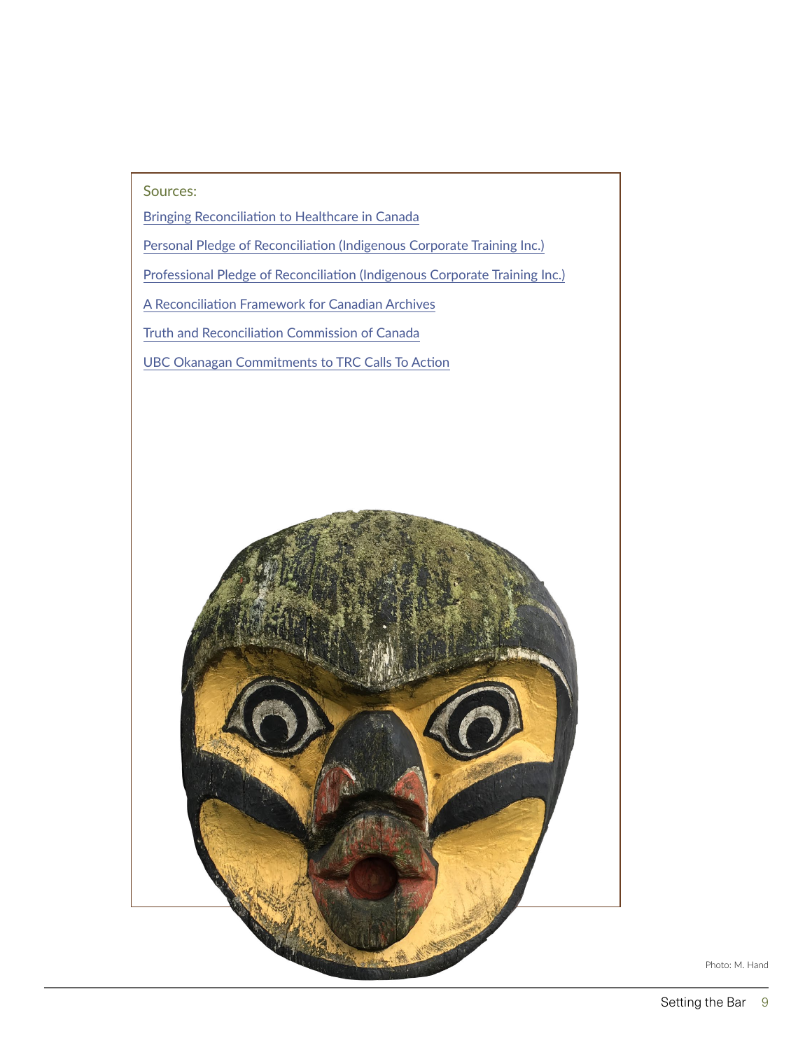Sources:

Bringing Reconciliation to Healthcare in Canada

Personal Pledge of Reconciliation (Indigenous Corporate Training Inc.)

Professional Pledge of Reconciliation (Indigenous Corporate Training Inc.)

A Reconciliation Framework for Canadian Archives

Truth and Reconciliation Commission of Canada

UBC Okanagan Commitments to TRC Calls To Action

Photo: M. Hand